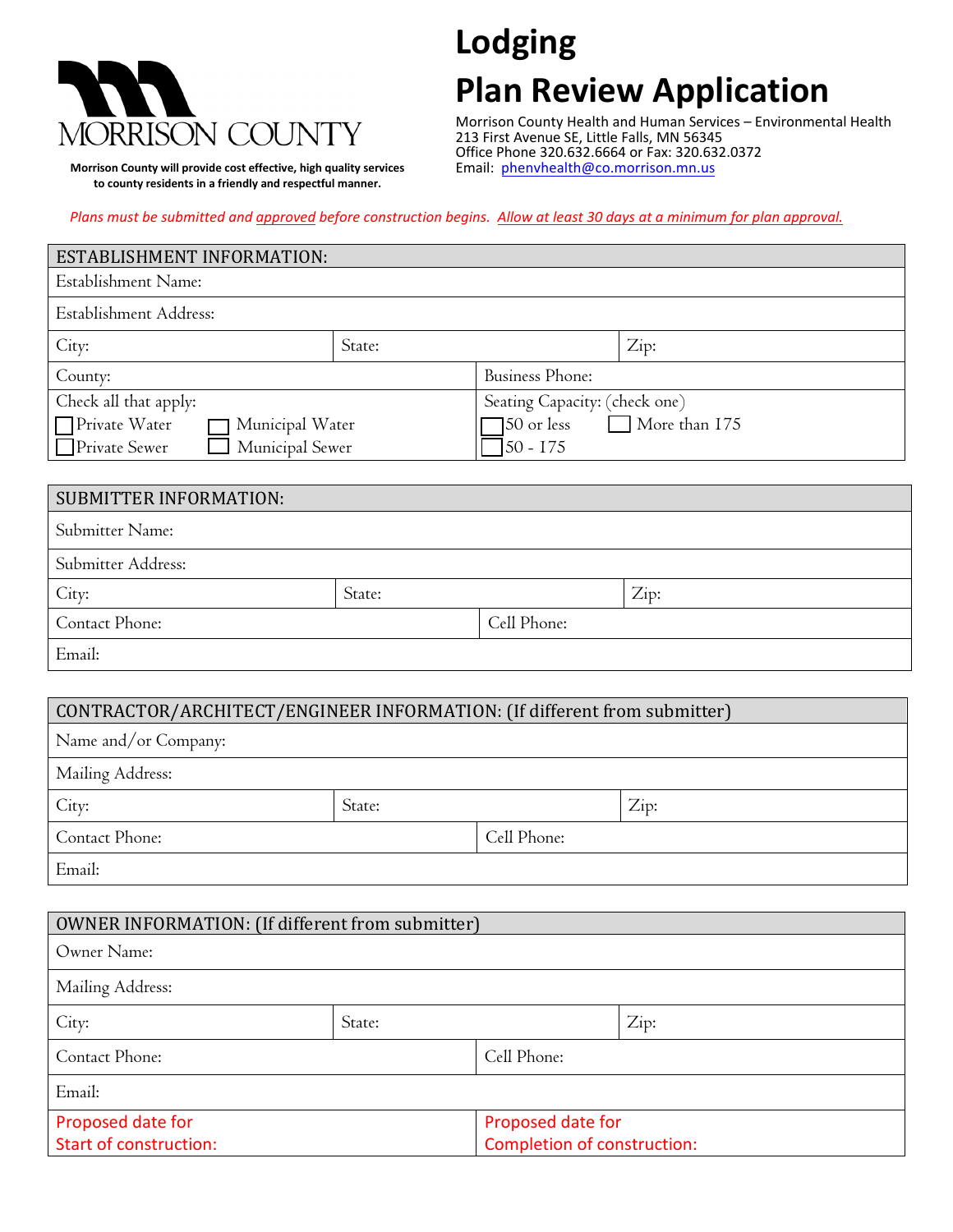MORRISON COUNTY

**Morrison County will provide cost effective, high quality services to county residents in a friendly and respectful manner.**

# Lodging

# Plan Review Application

Morrison County Health and Human Services – Environmental Health
213 First Avenue SE, Little Falls, MN 56345
Office Phone 320.632.6664 or Fax: 320.632.0372
Email: phenvhealth@co.morrison.mn.us

*Plans must be submitted and approved before construction begins. Allow at least 30 days at a minimum for plan approval.*

| ESTABLISHMENT INFORMATION: | | |
|---|---|---|
| Establishment Name: | | |
| Establishment Address: | | |
| City: | State: | Zip: |
| County: | Business Phone: | |
| Check all that apply: ☐ Private Water ☐ Municipal Water ☐ Private Sewer ☐ Municipal Sewer | Seating Capacity: (check one) ☐ 50 or less ☐ More than 175 ☐ 50 - 175 | |

| SUBMITTER INFORMATION: | | |
|---|---|---|
| Submitter Name: | | |
| Submitter Address: | | |
| City: | State: | Zip: |
| Contact Phone: | Cell Phone: | |
| Email: | | |

| CONTRACTOR/ARCHITECT/ENGINEER INFORMATION: (If different from submitter) | | |
|---|---|---|
| Name and/or Company: | | |
| Mailing Address: | | |
| City: | State: | Zip: |
| Contact Phone: | Cell Phone: | |
| Email: | | |

| OWNER INFORMATION: (If different from submitter) | | |
|---|---|---|
| Owner Name: | | |
| Mailing Address: | | |
| City: | State: | Zip: |
| Contact Phone: | Cell Phone: | |
| Email: | | |
| Proposed date for Start of construction: | Proposed date for Completion of construction: | |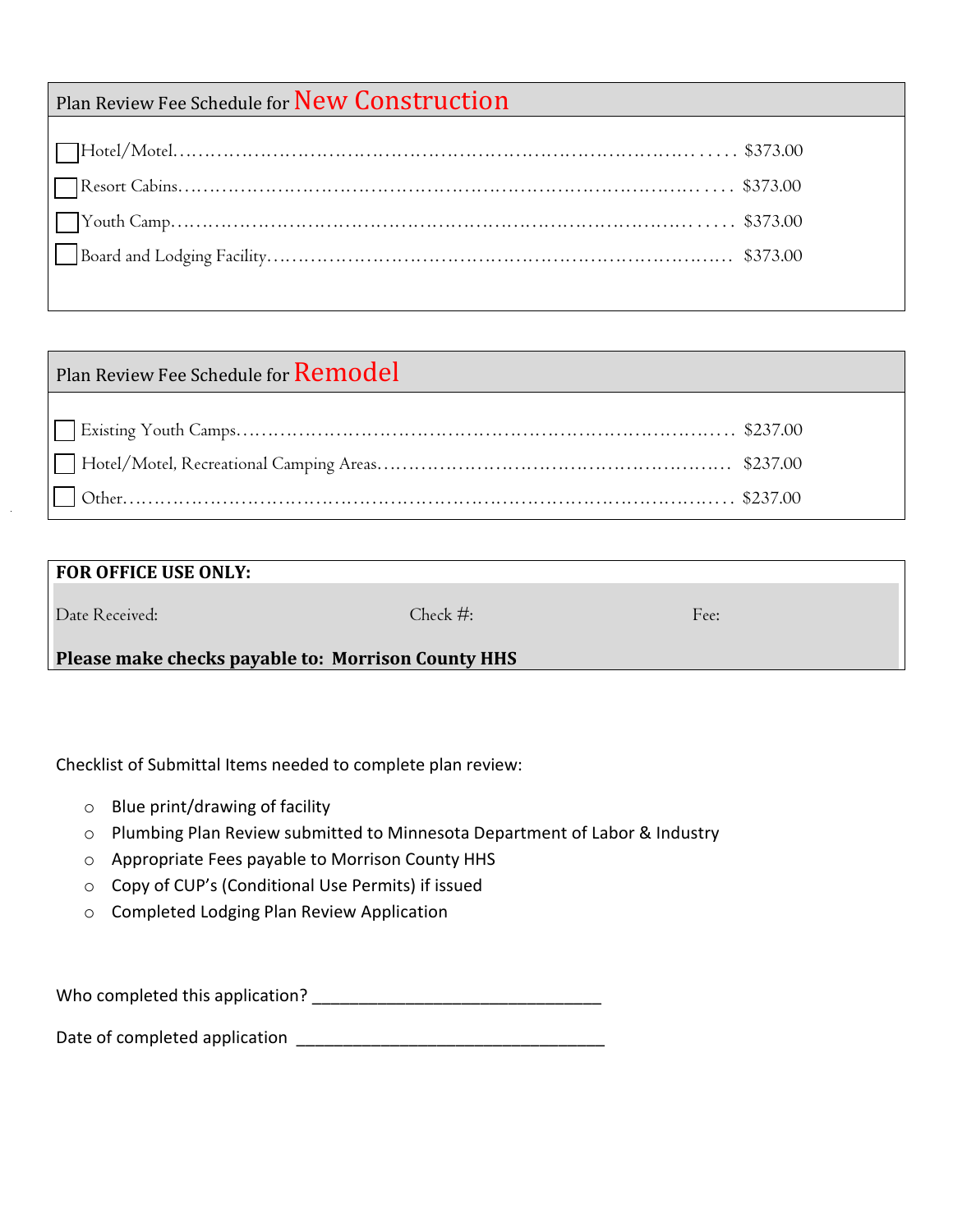## Plan Review Fee Schedule for New Construction

- ☐ Hotel/Motel………………………………………………… $373.00
- ☐ Resort Cabins……………………………………………… $373.00
- ☐ Youth Camp………………………………………………… $373.00
- ☐ Board and Lodging Facility………………………………… $373.00

## Plan Review Fee Schedule for Remodel

- ☐ Existing Youth Camps……………………………………… $237.00
- ☐ Hotel/Motel, Recreational Camping Areas………………… $237.00
- ☐ Other………………………………………………………… $237.00

**FOR OFFICE USE ONLY:**

| Date Received: | Check #: | Fee: |
|---|---|---|

**Please make checks payable to: Morrison County HHS**

Checklist of Submittal Items needed to complete plan review:

- Blue print/drawing of facility
- Plumbing Plan Review submitted to Minnesota Department of Labor & Industry
- Appropriate Fees payable to Morrison County HHS
- Copy of CUP's (Conditional Use Permits) if issued
- Completed Lodging Plan Review Application

Who completed this application? ______________________________

Date of completed application ______________________________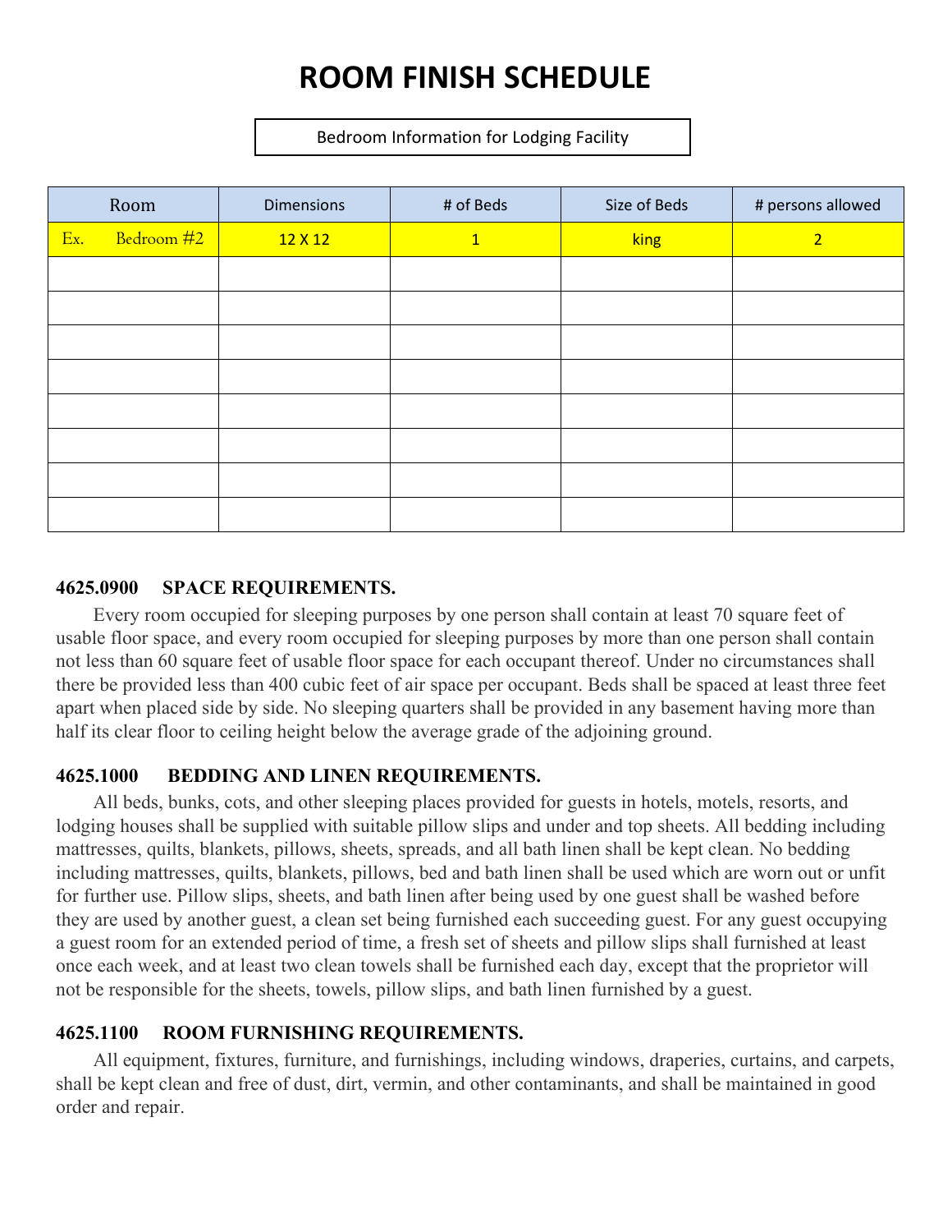# ROOM FINISH SCHEDULE

Bedroom Information for Lodging Facility

| Room | Dimensions | # of Beds | Size of Beds | # persons allowed |
|---|---|---|---|---|
| Ex. Bedroom #2 | 12 X 12 | 1 | king | 2 |
| | | | | |
| | | | | |
| | | | | |
| | | | | |
| | | | | |
| | | | | |
| | | | | |
| | | | | |

**4625.0900 SPACE REQUIREMENTS.**

Every room occupied for sleeping purposes by one person shall contain at least 70 square feet of usable floor space, and every room occupied for sleeping purposes by more than one person shall contain not less than 60 square feet of usable floor space for each occupant thereof. Under no circumstances shall there be provided less than 400 cubic feet of air space per occupant. Beds shall be spaced at least three feet apart when placed side by side. No sleeping quarters shall be provided in any basement having more than half its clear floor to ceiling height below the average grade of the adjoining ground.

**4625.1000 BEDDING AND LINEN REQUIREMENTS.**

All beds, bunks, cots, and other sleeping places provided for guests in hotels, motels, resorts, and lodging houses shall be supplied with suitable pillow slips and under and top sheets. All bedding including mattresses, quilts, blankets, pillows, sheets, spreads, and all bath linen shall be kept clean. No bedding including mattresses, quilts, blankets, pillows, bed and bath linen shall be used which are worn out or unfit for further use. Pillow slips, sheets, and bath linen after being used by one guest shall be washed before they are used by another guest, a clean set being furnished each succeeding guest. For any guest occupying a guest room for an extended period of time, a fresh set of sheets and pillow slips shall furnished at least once each week, and at least two clean towels shall be furnished each day, except that the proprietor will not be responsible for the sheets, towels, pillow slips, and bath linen furnished by a guest.

**4625.1100 ROOM FURNISHING REQUIREMENTS.**

All equipment, fixtures, furniture, and furnishings, including windows, draperies, curtains, and carpets, shall be kept clean and free of dust, dirt, vermin, and other contaminants, and shall be maintained in good order and repair.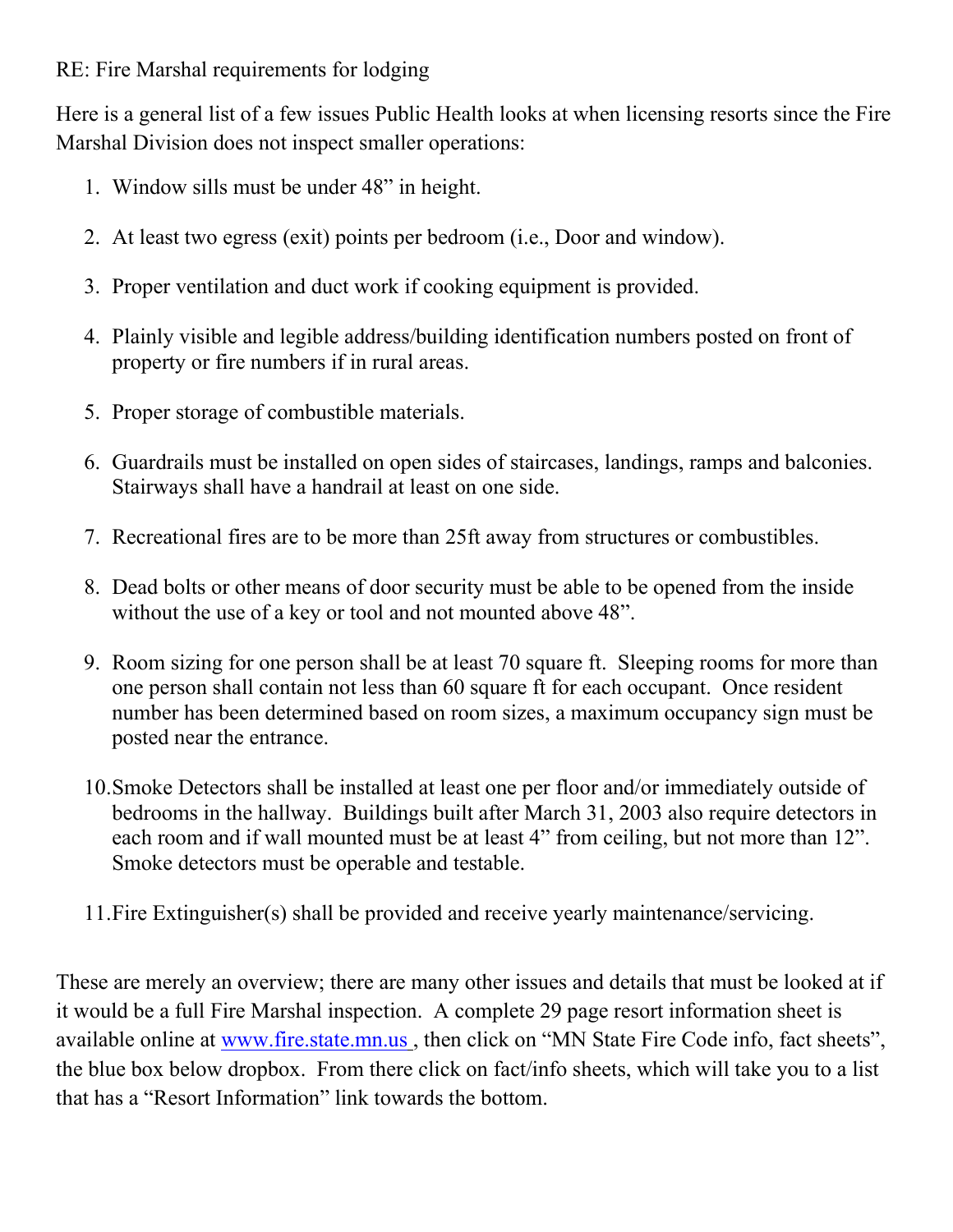RE: Fire Marshal requirements for lodging

Here is a general list of a few issues Public Health looks at when licensing resorts since the Fire Marshal Division does not inspect smaller operations:

1. Window sills must be under 48" in height.
2. At least two egress (exit) points per bedroom (i.e., Door and window).
3. Proper ventilation and duct work if cooking equipment is provided.
4. Plainly visible and legible address/building identification numbers posted on front of property or fire numbers if in rural areas.
5. Proper storage of combustible materials.
6. Guardrails must be installed on open sides of staircases, landings, ramps and balconies. Stairways shall have a handrail at least on one side.
7. Recreational fires are to be more than 25ft away from structures or combustibles.
8. Dead bolts or other means of door security must be able to be opened from the inside without the use of a key or tool and not mounted above 48".
9. Room sizing for one person shall be at least 70 square ft. Sleeping rooms for more than one person shall contain not less than 60 square ft for each occupant. Once resident number has been determined based on room sizes, a maximum occupancy sign must be posted near the entrance.
10. Smoke Detectors shall be installed at least one per floor and/or immediately outside of bedrooms in the hallway. Buildings built after March 31, 2003 also require detectors in each room and if wall mounted must be at least 4" from ceiling, but not more than 12". Smoke detectors must be operable and testable.
11. Fire Extinguisher(s) shall be provided and receive yearly maintenance/servicing.

These are merely an overview; there are many other issues and details that must be looked at if it would be a full Fire Marshal inspection. A complete 29 page resort information sheet is available online at www.fire.state.mn.us , then click on "MN State Fire Code info, fact sheets", the blue box below dropbox. From there click on fact/info sheets, which will take you to a list that has a "Resort Information" link towards the bottom.